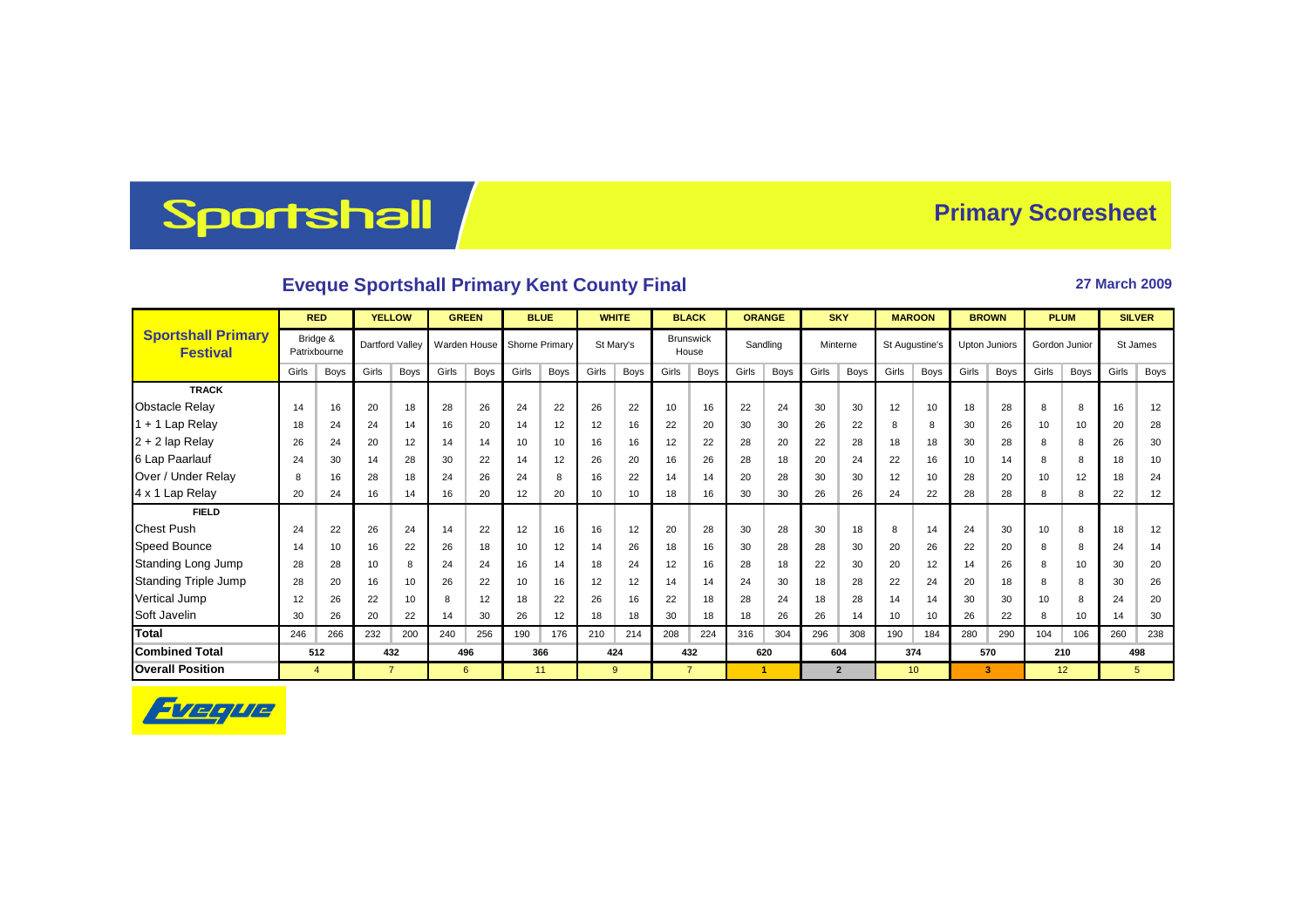# Sportshall

## Primary Scoresheet

### Eveque Sportshall Primary Kent County Final

**27 March 2009**

| Sportshall Primary Festival | RED | | YELLOW | | GREEN | | BLUE | | WHITE | | BLACK | | ORANGE | | SKY | | MAROON | | BROWN | | PLUM | | SILVER | |
|---|---|---|---|---|---|---|---|---|---|---|---|---|---|---|---|---|---|---|---|---|---|---|---|---|
| | Bridge & Patrixbourne | | Dartford Valley | | Warden House | | Shorne Primary | | St Mary's | | Brunswick House | | Sandling | | Minterne | | St Augustine's | | Upton Juniors | | Gordon Junior | | St James | |
| | Girls | Boys | Girls | Boys | Girls | Boys | Girls | Boys | Girls | Boys | Girls | Boys | Girls | Boys | Girls | Boys | Girls | Boys | Girls | Boys | Girls | Boys | Girls | Boys |
| **TRACK** | | | | | | | | | | | | | | | | | | | | | | | | |
| Obstacle Relay | 14 | 16 | 20 | 18 | 28 | 26 | 24 | 22 | 26 | 22 | 10 | 16 | 22 | 24 | 30 | 30 | 12 | 10 | 18 | 28 | 8 | 8 | 16 | 12 |
| 1 + 1 Lap Relay | 18 | 24 | 24 | 14 | 16 | 20 | 14 | 12 | 12 | 16 | 22 | 20 | 30 | 30 | 26 | 22 | 8 | 8 | 30 | 26 | 10 | 10 | 20 | 28 |
| 2 + 2 lap Relay | 26 | 24 | 20 | 12 | 14 | 14 | 10 | 10 | 16 | 16 | 12 | 22 | 28 | 20 | 22 | 28 | 18 | 18 | 30 | 28 | 8 | 8 | 26 | 30 |
| 6 Lap Paarlauf | 24 | 30 | 14 | 28 | 30 | 22 | 14 | 12 | 26 | 20 | 16 | 26 | 28 | 18 | 20 | 24 | 22 | 16 | 10 | 14 | 8 | 8 | 18 | 10 |
| Over / Under Relay | 8 | 16 | 28 | 18 | 24 | 26 | 24 | 8 | 16 | 22 | 14 | 14 | 20 | 28 | 30 | 30 | 12 | 10 | 28 | 20 | 10 | 12 | 18 | 24 |
| 4 x 1 Lap Relay | 20 | 24 | 16 | 14 | 16 | 20 | 12 | 20 | 10 | 10 | 18 | 16 | 30 | 30 | 26 | 26 | 24 | 22 | 28 | 28 | 8 | 8 | 22 | 12 |
| **FIELD** | | | | | | | | | | | | | | | | | | | | | | | | |
| Chest Push | 24 | 22 | 26 | 24 | 14 | 22 | 12 | 16 | 16 | 12 | 20 | 28 | 30 | 28 | 30 | 18 | 8 | 14 | 24 | 30 | 10 | 8 | 18 | 12 |
| Speed Bounce | 14 | 10 | 16 | 22 | 26 | 18 | 10 | 12 | 14 | 26 | 18 | 16 | 30 | 28 | 28 | 30 | 20 | 26 | 22 | 20 | 8 | 8 | 24 | 14 |
| Standing Long Jump | 28 | 28 | 10 | 8 | 24 | 24 | 16 | 14 | 18 | 24 | 12 | 16 | 28 | 18 | 22 | 30 | 20 | 12 | 14 | 26 | 8 | 10 | 30 | 20 |
| Standing Triple Jump | 28 | 20 | 16 | 10 | 26 | 22 | 10 | 16 | 12 | 12 | 14 | 14 | 24 | 30 | 18 | 28 | 22 | 24 | 20 | 18 | 8 | 8 | 30 | 26 |
| Vertical Jump | 12 | 26 | 22 | 10 | 8 | 12 | 18 | 22 | 26 | 16 | 22 | 18 | 28 | 24 | 18 | 28 | 14 | 14 | 30 | 30 | 10 | 8 | 24 | 20 |
| Soft Javelin | 30 | 26 | 20 | 22 | 14 | 30 | 26 | 12 | 18 | 18 | 30 | 18 | 18 | 26 | 26 | 14 | 10 | 10 | 26 | 22 | 8 | 10 | 14 | 30 |
| **Total** | 246 | 266 | 232 | 200 | 240 | 256 | 190 | 176 | 210 | 214 | 208 | 224 | 316 | 304 | 296 | 308 | 190 | 184 | 280 | 290 | 104 | 106 | 260 | 238 |
| **Combined Total** | 512 | | 432 | | 496 | | 366 | | 424 | | 432 | | 620 | | 604 | | 374 | | 570 | | 210 | | 498 | |
| **Overall Position** | 4 | | 7 | | 6 | | 11 | | 9 | | 7 | | 1 | | 2 | | 10 | | 3 | | 12 | | 5 | |

Eveque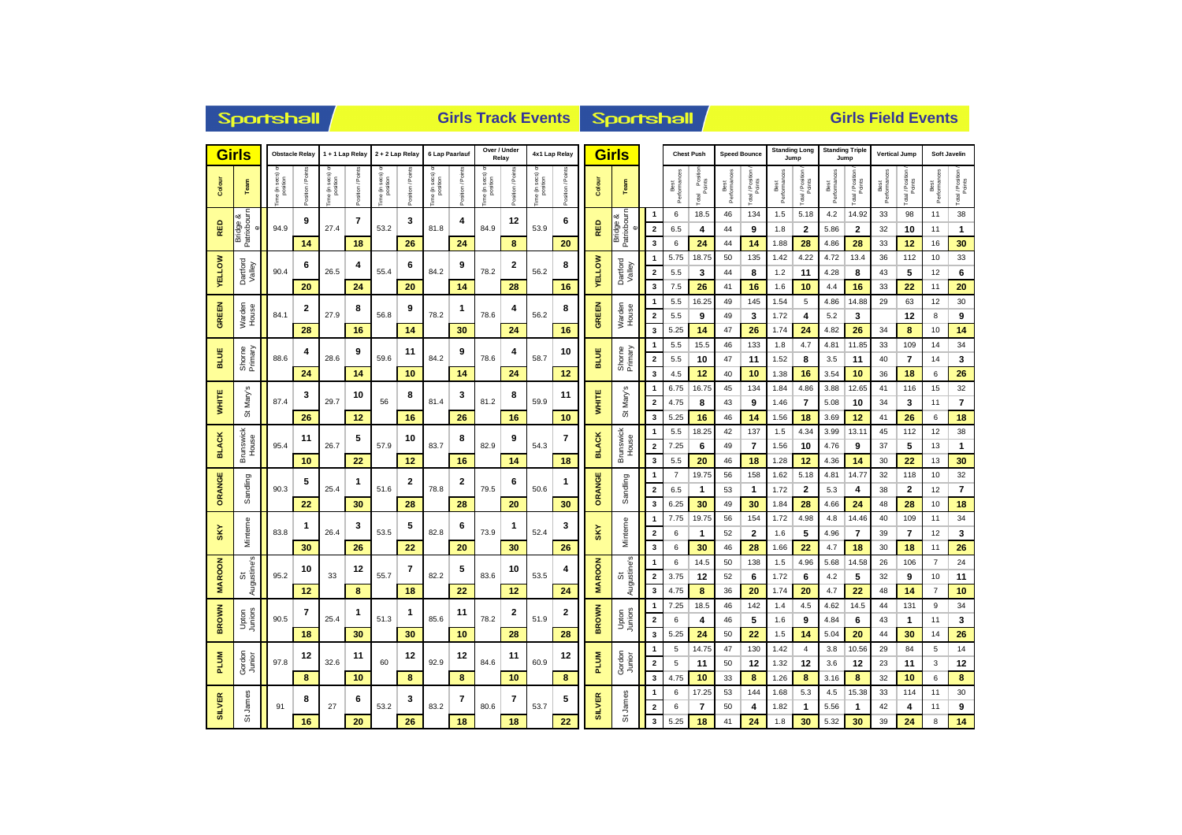# Sportshall — Girls Track Events

| Colour | Team | Obstacle Relay Time (in secs) or position | Obstacle Relay Position / Points | 1 + 1 Lap Relay Time (in secs) or position | 1 + 1 Lap Relay Position / Points | 2 + 2 Lap Relay Time (in secs) or position | 2 + 2 Lap Relay Position / Points | 6 Lap Paarlauf Time (in secs) or position | 6 Lap Paarlauf Position / Points | Over / Under Relay Time (in secs) or position | Over / Under Relay Position / Points | 4x1 Lap Relay Time (in secs) or position | 4x1 Lap Relay Position / Points |
|---|---|---|---|---|---|---|---|---|---|---|---|---|---|
| RED | Bridge & Patrixbourne | 94.9 | 9 / 14 | 27.4 | 7 / 18 | 53.2 | 3 / 26 | 81.8 | 4 / 24 | 84.9 | 12 / 8 | 53.9 | 6 / 20 |
| YELLOW | Dartford Valley | 90.4 | 6 / 20 | 26.5 | 4 / 24 | 55.4 | 6 / 20 | 84.2 | 9 / 14 | 78.2 | 2 / 28 | 56.2 | 8 / 16 |
| GREEN | Warden House | 84.1 | 2 / 28 | 27.9 | 8 / 16 | 56.8 | 9 / 14 | 78.2 | 1 / 30 | 78.6 | 4 / 24 | 56.2 | 8 / 16 |
| BLUE | Shorne Primary | 88.6 | 4 / 24 | 28.6 | 9 / 14 | 59.6 | 11 / 10 | 84.2 | 9 / 14 | 78.6 | 4 / 24 | 58.7 | 10 / 12 |
| WHITE | St Mary's | 87.4 | 3 / 26 | 29.7 | 10 / 12 | 56 | 8 / 16 | 81.4 | 3 / 26 | 81.2 | 8 / 16 | 59.9 | 11 / 10 |
| BLACK | Brunswick House | 95.4 | 11 / 10 | 26.7 | 5 / 22 | 57.9 | 10 / 12 | 83.7 | 8 / 16 | 82.9 | 9 / 14 | 54.3 | 7 / 18 |
| ORANGE | Sandling | 90.3 | 5 / 22 | 25.4 | 1 / 30 | 51.6 | 2 / 28 | 78.8 | 2 / 28 | 79.5 | 6 / 20 | 50.6 | 1 / 30 |
| SKY | Minterne | 83.8 | 1 / 30 | 26.4 | 3 / 26 | 53.5 | 5 / 22 | 82.8 | 6 / 20 | 73.9 | 1 / 30 | 52.4 | 3 / 26 |
| MAROON | St Augustine's | 95.2 | 10 / 12 | 33 | 12 / 8 | 55.7 | 7 / 18 | 82.2 | 5 / 22 | 83.6 | 10 / 12 | 53.5 | 4 / 24 |
| BROWN | Upton Juniors | 90.5 | 7 / 18 | 25.4 | 1 / 30 | 51.3 | 1 / 30 | 85.6 | 11 / 10 | 78.2 | 2 / 28 | 51.9 | 2 / 28 |
| PLUM | Gordon Junior | 97.8 | 12 / 8 | 32.6 | 11 / 10 | 60 | 12 / 8 | 92.9 | 12 / 8 | 84.6 | 11 / 10 | 60.9 | 12 / 8 |
| SILVER | St James | 91 | 8 / 16 | 27 | 6 / 20 | 53.2 | 3 / 26 | 83.2 | 7 / 18 | 80.6 | 7 / 18 | 53.7 | 5 / 22 |

# Sportshall — Girls Field Events

| Colour | Team | | Chest Push Best Performances | Chest Push Total / Position / Points | Speed Bounce Best Performances | Speed Bounce Total / Position / Points | Standing Long Jump Best Performances | Standing Long Jump Total / Position / Points | Standing Triple Jump Best Performances | Standing Triple Jump Total / Position / Points | Vertical Jump Best Performances | Vertical Jump Total / Position / Points | Soft Javelin Best Performances | Soft Javelin Total / Position / Points |
|---|---|---|---|---|---|---|---|---|---|---|---|---|---|---|
| RED | Bridge & Patrixbourne | 1 | 6 | 18.5 | 46 | 134 | 1.5 | 5.18 | 4.2 | 14.92 | 33 | 98 | 11 | 38 |
| | | 2 | 6.5 | 4 | 44 | 9 | 1.8 | 2 | 5.86 | 2 | 32 | 10 | 11 | 1 |
| | | 3 | 6 | 24 | 44 | 14 | 1.88 | 28 | 4.86 | 28 | 33 | 12 | 16 | 30 |
| YELLOW | Dartford Valley | 1 | 5.75 | 18.75 | 50 | 135 | 1.42 | 4.22 | 4.72 | 13.4 | 36 | 112 | 10 | 33 |
| | | 2 | 5.5 | 3 | 44 | 8 | 1.2 | 11 | 4.28 | 8 | 43 | 5 | 12 | 6 |
| | | 3 | 7.5 | 26 | 41 | 16 | 1.6 | 10 | 4.4 | 16 | 33 | 22 | 11 | 20 |
| GREEN | Warden House | 1 | 5.5 | 16.25 | 49 | 145 | 1.54 | 5 | 4.86 | 14.88 | 29 | 63 | 12 | 30 |
| | | 2 | 5.5 | 9 | 49 | 3 | 1.72 | 4 | 5.2 | 3 | | 12 | 8 | 9 |
| | | 3 | 5.25 | 14 | 47 | 26 | 1.74 | 24 | 4.82 | 26 | 34 | 8 | 10 | 14 |
| BLUE | Shorne Primary | 1 | 5.5 | 15.5 | 46 | 133 | 1.8 | 4.7 | 4.81 | 11.85 | 33 | 109 | 14 | 34 |
| | | 2 | 5.5 | 10 | 47 | 11 | 1.52 | 8 | 3.5 | 11 | 40 | 7 | 14 | 3 |
| | | 3 | 4.5 | 12 | 40 | 10 | 1.38 | 16 | 3.54 | 10 | 36 | 18 | 6 | 26 |
| WHITE | St Mary's | 1 | 6.75 | 16.75 | 45 | 134 | 1.84 | 4.86 | 3.88 | 12.65 | 41 | 116 | 15 | 32 |
| | | 2 | 4.75 | 8 | 43 | 9 | 1.46 | 7 | 5.08 | 10 | 34 | 3 | 11 | 7 |
| | | 3 | 5.25 | 16 | 46 | 14 | 1.56 | 18 | 3.69 | 12 | 41 | 26 | 6 | 18 |
| BLACK | Brunswick House | 1 | 5.5 | 18.25 | 42 | 137 | 1.5 | 4.34 | 3.99 | 13.11 | 45 | 112 | 12 | 38 |
| | | 2 | 7.25 | 6 | 49 | 7 | 1.56 | 10 | 4.76 | 9 | 37 | 5 | 13 | 1 |
| | | 3 | 5.5 | 20 | 46 | 18 | 1.28 | 12 | 4.36 | 14 | 30 | 22 | 13 | 30 |
| ORANGE | Sandling | 1 | 7 | 19.75 | 56 | 158 | 1.62 | 5.18 | 4.81 | 14.77 | 32 | 118 | 10 | 32 |
| | | 2 | 6.5 | 1 | 53 | 1 | 1.72 | 2 | 5.3 | 4 | 38 | 2 | 12 | 7 |
| | | 3 | 6.25 | 30 | 49 | 30 | 1.84 | 28 | 4.66 | 24 | 48 | 28 | 10 | 18 |
| SKY | Minterne | 1 | 7.75 | 19.75 | 56 | 154 | 1.72 | 4.98 | 4.8 | 14.46 | 40 | 109 | 11 | 34 |
| | | 2 | 6 | 1 | 52 | 2 | 1.6 | 5 | 4.96 | 7 | 39 | 7 | 12 | 3 |
| | | 3 | 6 | 30 | 46 | 28 | 1.66 | 22 | 4.7 | 18 | 30 | 18 | 11 | 26 |
| MAROON | St Augustine's | 1 | 6 | 14.5 | 50 | 138 | 1.5 | 4.96 | 5.68 | 14.58 | 26 | 106 | 7 | 24 |
| | | 2 | 3.75 | 12 | 52 | 6 | 1.72 | 6 | 4.2 | 5 | 32 | 9 | 10 | 11 |
| | | 3 | 4.75 | 8 | 36 | 20 | 1.74 | 20 | 4.7 | 22 | 48 | 14 | 7 | 10 |
| BROWN | Upton Juniors | 1 | 7.25 | 18.5 | 46 | 142 | 1.4 | 4.5 | 4.62 | 14.5 | 44 | 131 | 9 | 34 |
| | | 2 | 6 | 4 | 46 | 5 | 1.6 | 9 | 4.84 | 6 | 43 | 1 | 11 | 3 |
| | | 3 | 5.25 | 24 | 50 | 22 | 1.5 | 14 | 5.04 | 20 | 44 | 30 | 14 | 26 |
| PLUM | Gordon Junior | 1 | 5 | 14.75 | 47 | 130 | 1.42 | 4 | 3.8 | 10.56 | 29 | 84 | 5 | 14 |
| | | 2 | 5 | 11 | 50 | 12 | 1.32 | 12 | 3.6 | 12 | 23 | 11 | 3 | 12 |
| | | 3 | 4.75 | 10 | 33 | 8 | 1.26 | 8 | 3.16 | 8 | 32 | 10 | 6 | 8 |
| SILVER | St James | 1 | 6 | 17.25 | 53 | 144 | 1.68 | 5.3 | 4.5 | 15.38 | 33 | 114 | 11 | 30 |
| | | 2 | 6 | 7 | 50 | 4 | 1.82 | 1 | 5.56 | 1 | 42 | 4 | 11 | 9 |
| | | 3 | 5.25 | 18 | 41 | 24 | 1.8 | 30 | 5.32 | 30 | 39 | 24 | 8 | 14 |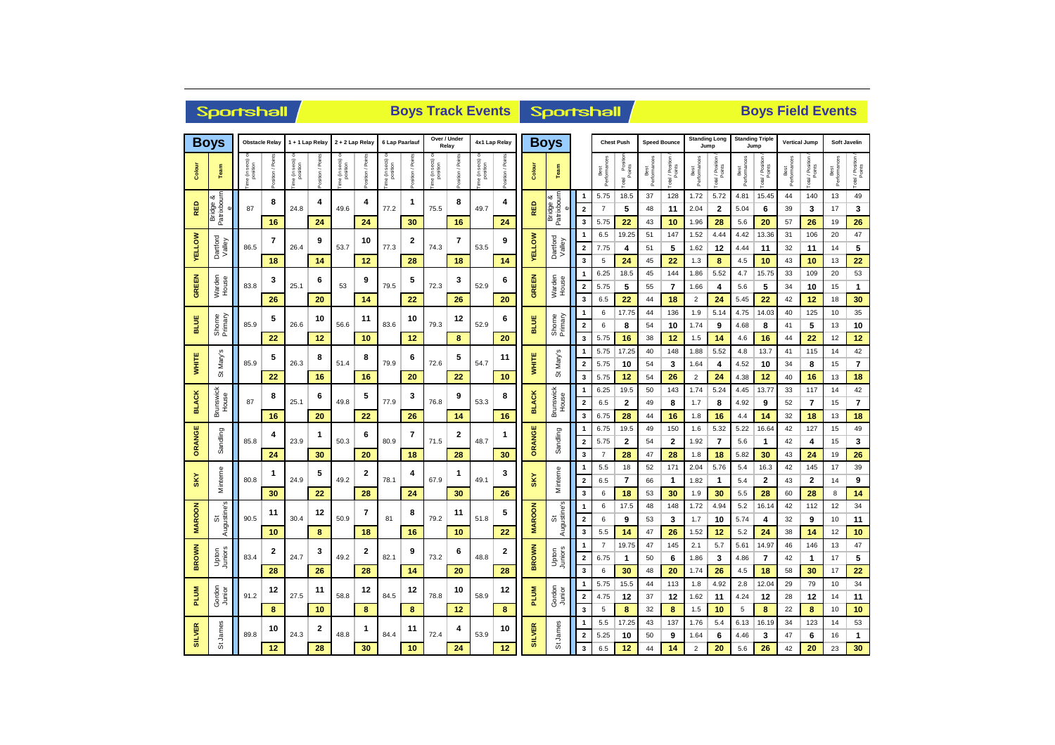# Sportshall Boys Track Events

| Colour | Team | Obstacle Relay Time (in secs) or position | Obstacle Relay Position / Points | 1 + 1 Lap Relay Time (in secs) or position | 1 + 1 Lap Relay Position / Points | 2 + 2 Lap Relay Time (in secs) or position | 2 + 2 Lap Relay Position / Points | 6 Lap Paarlauf Time (in secs) or position | 6 Lap Paarlauf Position / Points | Over / Under Relay Time (in secs) or position | Over / Under Relay Position / Points | 4x1 Lap Relay Time (in secs) or position | 4x1 Lap Relay Position / Points |
|---|---|---|---|---|---|---|---|---|---|---|---|---|---|
| RED | Bridge & Patrixbourne | 87 | 8 | 24.8 | 4 | 49.6 | 4 | 77.2 | 1 | 75.5 | 8 | 49.7 | 4 |
| | | | 16 | | 24 | | 24 | | 30 | | 16 | | 24 |
| YELLOW | Dartford Valley | 86.5 | 7 | 26.4 | 9 | 53.7 | 10 | 77.3 | 2 | 74.3 | 7 | 53.5 | 9 |
| | | | 18 | | 14 | | 12 | | 28 | | 18 | | 14 |
| GREEN | Warden House | 83.8 | 3 | 25.1 | 6 | 53 | 9 | 79.5 | 5 | 72.3 | 3 | 52.9 | 6 |
| | | | 26 | | 20 | | 14 | | 22 | | 26 | | 20 |
| BLUE | Shorne Primary | 85.9 | 5 | 26.6 | 10 | 56.6 | 11 | 83.6 | 10 | 79.3 | 12 | 52.9 | 6 |
| | | | 22 | | 12 | | 10 | | 12 | | 8 | | 20 |
| WHITE | St Mary's | 85.9 | 5 | 26.3 | 8 | 51.4 | 8 | 79.9 | 6 | 72.6 | 5 | 54.7 | 11 |
| | | | 22 | | 16 | | 16 | | 20 | | 22 | | 10 |
| BLACK | Brunswick House | 87 | 8 | 25.1 | 6 | 49.8 | 5 | 77.9 | 3 | 76.8 | 9 | 53.3 | 8 |
| | | | 16 | | 20 | | 22 | | 26 | | 14 | | 16 |
| ORANGE | Sandling | 85.8 | 4 | 23.9 | 1 | 50.3 | 6 | 80.9 | 7 | 71.5 | 2 | 48.7 | 1 |
| | | | 24 | | 30 | | 20 | | 18 | | 28 | | 30 |
| SKY | Minterne | 80.8 | 1 | 24.9 | 5 | 49.2 | 2 | 78.1 | 4 | 67.9 | 1 | 49.1 | 3 |
| | | | 30 | | 22 | | 28 | | 24 | | 30 | | 26 |
| MAROON | St Augustine's | 90.5 | 11 | 30.4 | 12 | 50.9 | 7 | 81 | 8 | 79.2 | 11 | 51.8 | 5 |
| | | | 10 | | 8 | | 18 | | 16 | | 10 | | 22 |
| BROWN | Upton Juniors | 83.4 | 2 | 24.7 | 3 | 49.2 | 2 | 82.1 | 9 | 73.2 | 6 | 48.8 | 2 |
| | | | 28 | | 26 | | 28 | | 14 | | 20 | | 28 |
| PLUM | Gordon Junior | 91.2 | 12 | 27.5 | 11 | 58.8 | 12 | 84.5 | 12 | 78.8 | 10 | 58.9 | 12 |
| | | | 8 | | 10 | | 8 | | 8 | | 12 | | 8 |
| SILVER | St James | 89.8 | 10 | 24.3 | 2 | 48.8 | 1 | 84.4 | 11 | 72.4 | 4 | 53.9 | 10 |
| | | | 12 | | 28 | | 30 | | 10 | | 24 | | 12 |

# Sportshall Boys Field Events

| Colour | Team | | Chest Push Best Performances | Chest Push Total / Position / Points | Speed Bounce Best Performances | Speed Bounce Total / Position / Points | Standing Long Jump Best Performances | Standing Long Jump Total / Position / Points | Standing Triple Jump Best Performances | Standing Triple Jump Total / Position / Points | Vertical Jump Best Performances | Vertical Jump Total / Position / Points | Soft Javelin Best Performances | Soft Javelin Total / Position / Points |
|---|---|---|---|---|---|---|---|---|---|---|---|---|---|---|
| RED | Bridge & Patrixbourne | 1 | 5.75 | 18.5 | 37 | 128 | 1.72 | 5.72 | 4.81 | 15.45 | 44 | 140 | 13 | 49 |
| | | 2 | 7 | 5 | 48 | 11 | 2.04 | 2 | 5.04 | 6 | 39 | 3 | 17 | 3 |
| | | 3 | 5.75 | 22 | 43 | 10 | 1.96 | 28 | 5.6 | 20 | 57 | 26 | 19 | 26 |
| YELLOW | Dartford Valley | 1 | 6.5 | 19.25 | 51 | 147 | 1.52 | 4.44 | 4.42 | 13.36 | 31 | 106 | 20 | 47 |
| | | 2 | 7.75 | 4 | 51 | 5 | 1.62 | 12 | 4.44 | 11 | 32 | 11 | 14 | 5 |
| | | 3 | 5 | 24 | 45 | 22 | 1.3 | 8 | 4.5 | 10 | 43 | 10 | 13 | 22 |
| GREEN | Warden House | 1 | 6.25 | 18.5 | 45 | 144 | 1.86 | 5.52 | 4.7 | 15.75 | 33 | 109 | 20 | 53 |
| | | 2 | 5.75 | 5 | 55 | 7 | 1.66 | 4 | 5.6 | 5 | 34 | 10 | 15 | 1 |
| | | 3 | 6.5 | 22 | 44 | 18 | 2 | 24 | 5.45 | 22 | 42 | 12 | 18 | 30 |
| BLUE | Shorne Primary | 1 | 6 | 17.75 | 44 | 136 | 1.9 | 5.14 | 4.75 | 14.03 | 40 | 125 | 10 | 35 |
| | | 2 | 6 | 8 | 54 | 10 | 1.74 | 9 | 4.68 | 8 | 41 | 5 | 13 | 10 |
| | | 3 | 5.75 | 16 | 38 | 12 | 1.5 | 14 | 4.6 | 16 | 44 | 22 | 12 | 12 |
| WHITE | St Mary's | 1 | 5.75 | 17.25 | 40 | 148 | 1.88 | 5.52 | 4.8 | 13.7 | 41 | 115 | 14 | 42 |
| | | 2 | 5.75 | 10 | 54 | 3 | 1.64 | 4 | 4.52 | 10 | 34 | 8 | 15 | 7 |
| | | 3 | 5.75 | 12 | 54 | 26 | 2 | 24 | 4.38 | 12 | 40 | 16 | 13 | 18 |
| BLACK | Brunswick House | 1 | 6.25 | 19.5 | 50 | 143 | 1.74 | 5.24 | 4.45 | 13.77 | 33 | 117 | 14 | 42 |
| | | 2 | 6.5 | 2 | 49 | 8 | 1.7 | 8 | 4.92 | 9 | 52 | 7 | 15 | 7 |
| | | 3 | 6.75 | 28 | 44 | 16 | 1.8 | 16 | 4.4 | 14 | 32 | 18 | 13 | 18 |
| ORANGE | Sandling | 1 | 6.75 | 19.5 | 49 | 150 | 1.6 | 5.32 | 5.22 | 16.64 | 42 | 127 | 15 | 49 |
| | | 2 | 5.75 | 2 | 54 | 2 | 1.92 | 7 | 5.6 | 1 | 42 | 4 | 15 | 3 |
| | | 3 | 7 | 28 | 47 | 28 | 1.8 | 18 | 5.82 | 30 | 43 | 24 | 19 | 26 |
| SKY | Minterne | 1 | 5.5 | 18 | 52 | 171 | 2.04 | 5.76 | 5.4 | 16.3 | 42 | 145 | 17 | 39 |
| | | 2 | 6.5 | 7 | 66 | 1 | 1.82 | 1 | 5.4 | 2 | 43 | 2 | 14 | 9 |
| | | 3 | 6 | 18 | 53 | 30 | 1.9 | 30 | 5.5 | 28 | 60 | 28 | 8 | 14 |
| MAROON | St Augustine's | 1 | 6 | 17.5 | 48 | 148 | 1.72 | 4.94 | 5.2 | 16.14 | 42 | 112 | 12 | 34 |
| | | 2 | 6 | 9 | 53 | 3 | 1.7 | 10 | 5.74 | 4 | 32 | 9 | 10 | 11 |
| | | 3 | 5.5 | 14 | 47 | 26 | 1.52 | 12 | 5.2 | 24 | 38 | 14 | 12 | 10 |
| BROWN | Upton Juniors | 1 | 7 | 19.75 | 47 | 145 | 2.1 | 5.7 | 5.61 | 14.97 | 46 | 146 | 13 | 47 |
| | | 2 | 6.75 | 1 | 50 | 6 | 1.86 | 3 | 4.86 | 7 | 42 | 1 | 17 | 5 |
| | | 3 | 6 | 30 | 48 | 20 | 1.74 | 26 | 4.5 | 18 | 58 | 30 | 17 | 22 |
| PLUM | Gordon Junior | 1 | 5.75 | 15.5 | 44 | 113 | 1.8 | 4.92 | 2.8 | 12.04 | 29 | 79 | 10 | 34 |
| | | 2 | 4.75 | 12 | 37 | 12 | 1.62 | 11 | 4.24 | 12 | 28 | 12 | 14 | 11 |
| | | 3 | 5 | 8 | 32 | 8 | 1.5 | 10 | 5 | 8 | 22 | 8 | 10 | 10 |
| SILVER | St James | 1 | 5.5 | 17.25 | 43 | 137 | 1.76 | 5.4 | 6.13 | 16.19 | 34 | 123 | 14 | 53 |
| | | 2 | 5.25 | 10 | 50 | 9 | 1.64 | 6 | 4.46 | 3 | 47 | 6 | 16 | 1 |
| | | 3 | 6.5 | 12 | 44 | 14 | 2 | 20 | 5.6 | 26 | 42 | 20 | 23 | 30 |